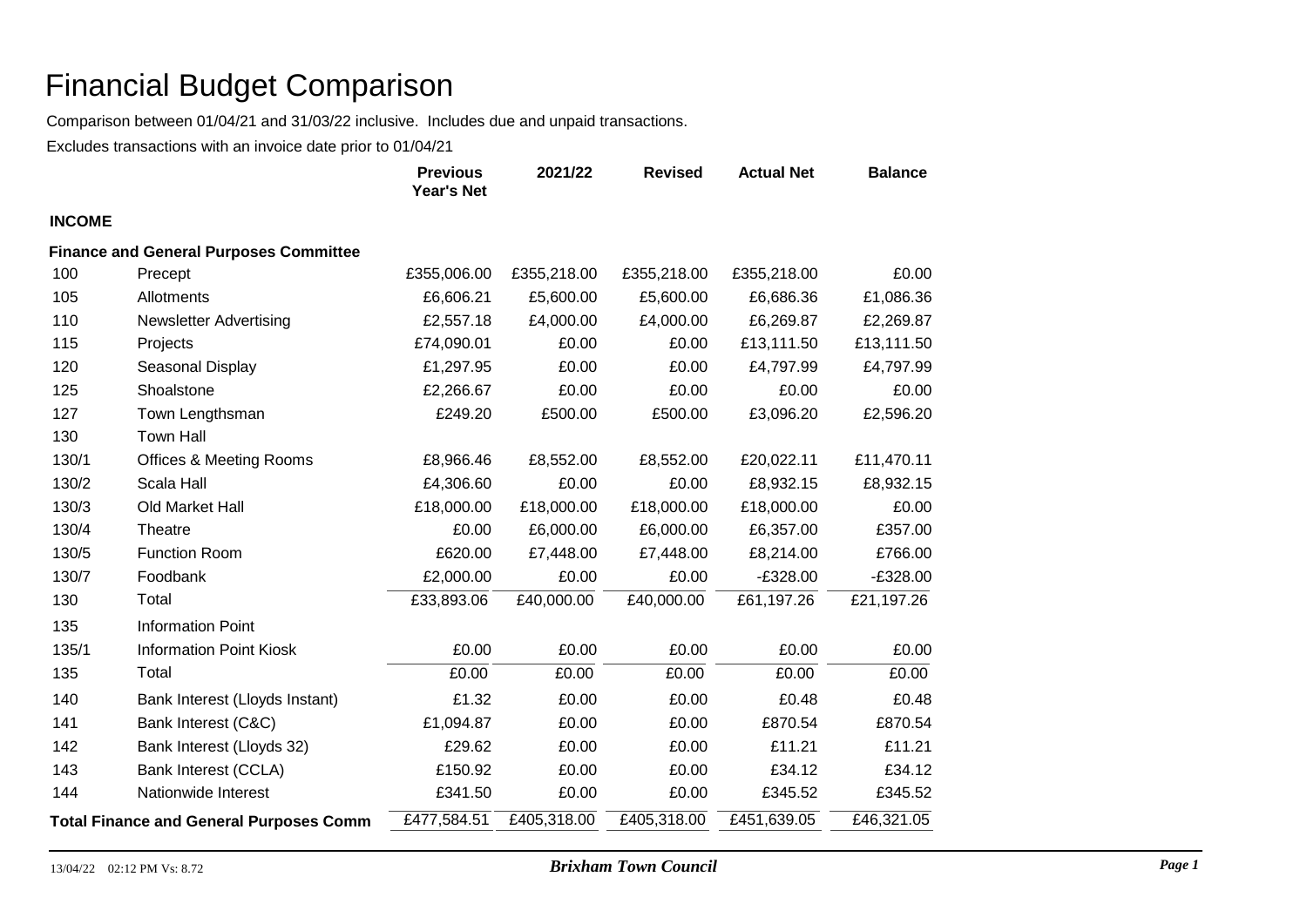# Financial Budget Comparison

Comparison between 01/04/21 and 31/03/22 inclusive. Includes due and unpaid transactions.

Excludes transactions with an invoice date prior to 01/04/21

| | | Previous Year's Net | 2021/22 | Revised | Actual Net | Balance |
|---|---|---|---|---|---|---|
| **INCOME** | | | | | | |
| **Finance and General Purposes Committee** | | | | | | |
| 100 | Precept | £355,006.00 | £355,218.00 | £355,218.00 | £355,218.00 | £0.00 |
| 105 | Allotments | £6,606.21 | £5,600.00 | £5,600.00 | £6,686.36 | £1,086.36 |
| 110 | Newsletter Advertising | £2,557.18 | £4,000.00 | £4,000.00 | £6,269.87 | £2,269.87 |
| 115 | Projects | £74,090.01 | £0.00 | £0.00 | £13,111.50 | £13,111.50 |
| 120 | Seasonal Display | £1,297.95 | £0.00 | £0.00 | £4,797.99 | £4,797.99 |
| 125 | Shoalstone | £2,266.67 | £0.00 | £0.00 | £0.00 | £0.00 |
| 127 | Town Lengthsman | £249.20 | £500.00 | £500.00 | £3,096.20 | £2,596.20 |
| 130 | Town Hall | | | | | |
| 130/1 | Offices & Meeting Rooms | £8,966.46 | £8,552.00 | £8,552.00 | £20,022.11 | £11,470.11 |
| 130/2 | Scala Hall | £4,306.60 | £0.00 | £0.00 | £8,932.15 | £8,932.15 |
| 130/3 | Old Market Hall | £18,000.00 | £18,000.00 | £18,000.00 | £18,000.00 | £0.00 |
| 130/4 | Theatre | £0.00 | £6,000.00 | £6,000.00 | £6,357.00 | £357.00 |
| 130/5 | Function Room | £620.00 | £7,448.00 | £7,448.00 | £8,214.00 | £766.00 |
| 130/7 | Foodbank | £2,000.00 | £0.00 | £0.00 | -£328.00 | -£328.00 |
| 130 | Total | £33,893.06 | £40,000.00 | £40,000.00 | £61,197.26 | £21,197.26 |
| 135 | Information Point | | | | | |
| 135/1 | Information Point Kiosk | £0.00 | £0.00 | £0.00 | £0.00 | £0.00 |
| 135 | Total | £0.00 | £0.00 | £0.00 | £0.00 | £0.00 |
| 140 | Bank Interest (Lloyds Instant) | £1.32 | £0.00 | £0.00 | £0.48 | £0.48 |
| 141 | Bank Interest (C&C) | £1,094.87 | £0.00 | £0.00 | £870.54 | £870.54 |
| 142 | Bank Interest (Lloyds 32) | £29.62 | £0.00 | £0.00 | £11.21 | £11.21 |
| 143 | Bank Interest (CCLA) | £150.92 | £0.00 | £0.00 | £34.12 | £34.12 |
| 144 | Nationwide Interest | £341.50 | £0.00 | £0.00 | £345.52 | £345.52 |
| **Total Finance and General Purposes Comm** | | £477,584.51 | £405,318.00 | £405,318.00 | £451,639.05 | £46,321.05 |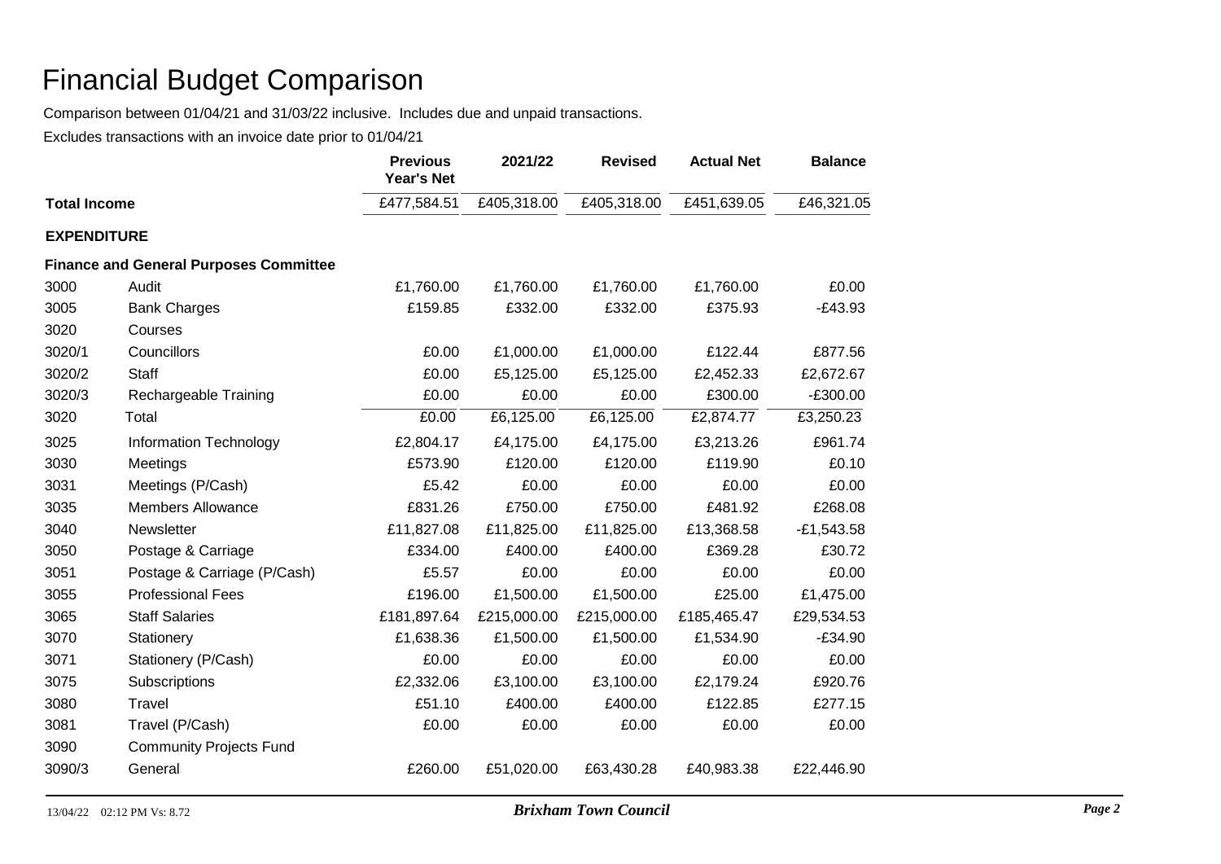# Financial Budget Comparison

Comparison between 01/04/21 and 31/03/22 inclusive. Includes due and unpaid transactions.

Excludes transactions with an invoice date prior to 01/04/21

| | | Previous Year's Net | 2021/22 | Revised | Actual Net | Balance |
|---|---|---|---|---|---|---|
| **Total Income** | | £477,584.51 | £405,318.00 | £405,318.00 | £451,639.05 | £46,321.05 |
| **EXPENDITURE** | | | | | | |
| **Finance and General Purposes Committee** | | | | | | |
| 3000 | Audit | £1,760.00 | £1,760.00 | £1,760.00 | £1,760.00 | £0.00 |
| 3005 | Bank Charges | £159.85 | £332.00 | £332.00 | £375.93 | -£43.93 |
| 3020 | Courses | | | | | |
| 3020/1 | Councillors | £0.00 | £1,000.00 | £1,000.00 | £122.44 | £877.56 |
| 3020/2 | Staff | £0.00 | £5,125.00 | £5,125.00 | £2,452.33 | £2,672.67 |
| 3020/3 | Rechargeable Training | £0.00 | £0.00 | £0.00 | £300.00 | -£300.00 |
| 3020 | Total | £0.00 | £6,125.00 | £6,125.00 | £2,874.77 | £3,250.23 |
| 3025 | Information Technology | £2,804.17 | £4,175.00 | £4,175.00 | £3,213.26 | £961.74 |
| 3030 | Meetings | £573.90 | £120.00 | £120.00 | £119.90 | £0.10 |
| 3031 | Meetings (P/Cash) | £5.42 | £0.00 | £0.00 | £0.00 | £0.00 |
| 3035 | Members Allowance | £831.26 | £750.00 | £750.00 | £481.92 | £268.08 |
| 3040 | Newsletter | £11,827.08 | £11,825.00 | £11,825.00 | £13,368.58 | -£1,543.58 |
| 3050 | Postage & Carriage | £334.00 | £400.00 | £400.00 | £369.28 | £30.72 |
| 3051 | Postage & Carriage (P/Cash) | £5.57 | £0.00 | £0.00 | £0.00 | £0.00 |
| 3055 | Professional Fees | £196.00 | £1,500.00 | £1,500.00 | £25.00 | £1,475.00 |
| 3065 | Staff Salaries | £181,897.64 | £215,000.00 | £215,000.00 | £185,465.47 | £29,534.53 |
| 3070 | Stationery | £1,638.36 | £1,500.00 | £1,500.00 | £1,534.90 | -£34.90 |
| 3071 | Stationery (P/Cash) | £0.00 | £0.00 | £0.00 | £0.00 | £0.00 |
| 3075 | Subscriptions | £2,332.06 | £3,100.00 | £3,100.00 | £2,179.24 | £920.76 |
| 3080 | Travel | £51.10 | £400.00 | £400.00 | £122.85 | £277.15 |
| 3081 | Travel (P/Cash) | £0.00 | £0.00 | £0.00 | £0.00 | £0.00 |
| 3090 | Community Projects Fund | | | | | |
| 3090/3 | General | £260.00 | £51,020.00 | £63,430.28 | £40,983.38 | £22,446.90 |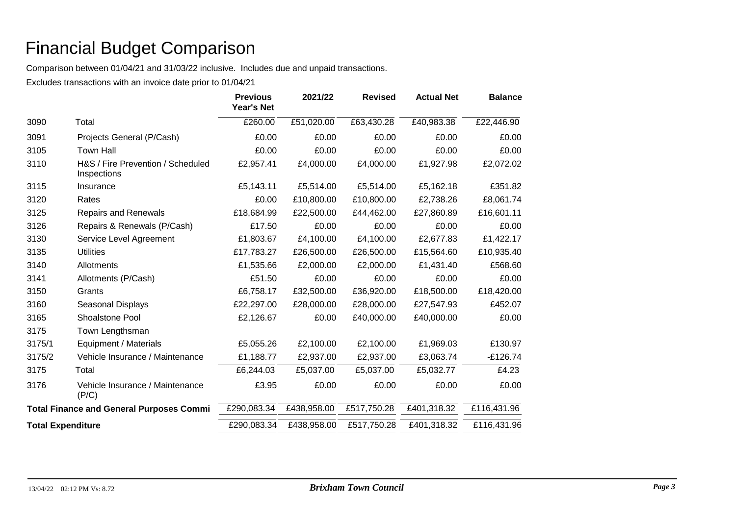# Financial Budget Comparison

Comparison between 01/04/21 and 31/03/22 inclusive. Includes due and unpaid transactions.

Excludes transactions with an invoice date prior to 01/04/21

| | | Previous Year's Net | 2021/22 | Revised | Actual Net | Balance |
|---|---|---|---|---|---|---|
| 3090 | Total | £260.00 | £51,020.00 | £63,430.28 | £40,983.38 | £22,446.90 |
| 3091 | Projects General (P/Cash) | £0.00 | £0.00 | £0.00 | £0.00 | £0.00 |
| 3105 | Town Hall | £0.00 | £0.00 | £0.00 | £0.00 | £0.00 |
| 3110 | H&S / Fire Prevention / Scheduled Inspections | £2,957.41 | £4,000.00 | £4,000.00 | £1,927.98 | £2,072.02 |
| 3115 | Insurance | £5,143.11 | £5,514.00 | £5,514.00 | £5,162.18 | £351.82 |
| 3120 | Rates | £0.00 | £10,800.00 | £10,800.00 | £2,738.26 | £8,061.74 |
| 3125 | Repairs and Renewals | £18,684.99 | £22,500.00 | £44,462.00 | £27,860.89 | £16,601.11 |
| 3126 | Repairs & Renewals (P/Cash) | £17.50 | £0.00 | £0.00 | £0.00 | £0.00 |
| 3130 | Service Level Agreement | £1,803.67 | £4,100.00 | £4,100.00 | £2,677.83 | £1,422.17 |
| 3135 | Utilities | £17,783.27 | £26,500.00 | £26,500.00 | £15,564.60 | £10,935.40 |
| 3140 | Allotments | £1,535.66 | £2,000.00 | £2,000.00 | £1,431.40 | £568.60 |
| 3141 | Allotments (P/Cash) | £51.50 | £0.00 | £0.00 | £0.00 | £0.00 |
| 3150 | Grants | £6,758.17 | £32,500.00 | £36,920.00 | £18,500.00 | £18,420.00 |
| 3160 | Seasonal Displays | £22,297.00 | £28,000.00 | £28,000.00 | £27,547.93 | £452.07 |
| 3165 | Shoalstone Pool | £2,126.67 | £0.00 | £40,000.00 | £40,000.00 | £0.00 |
| 3175 | Town Lengthsman | | | | | |
| 3175/1 | Equipment / Materials | £5,055.26 | £2,100.00 | £2,100.00 | £1,969.03 | £130.97 |
| 3175/2 | Vehicle Insurance / Maintenance | £1,188.77 | £2,937.00 | £2,937.00 | £3,063.74 | -£126.74 |
| 3175 | Total | £6,244.03 | £5,037.00 | £5,037.00 | £5,032.77 | £4.23 |
| 3176 | Vehicle Insurance / Maintenance (P/C) | £3.95 | £0.00 | £0.00 | £0.00 | £0.00 |
| **Total Finance and General Purposes Commi** | | £290,083.34 | £438,958.00 | £517,750.28 | £401,318.32 | £116,431.96 |
| **Total Expenditure** | | £290,083.34 | £438,958.00 | £517,750.28 | £401,318.32 | £116,431.96 |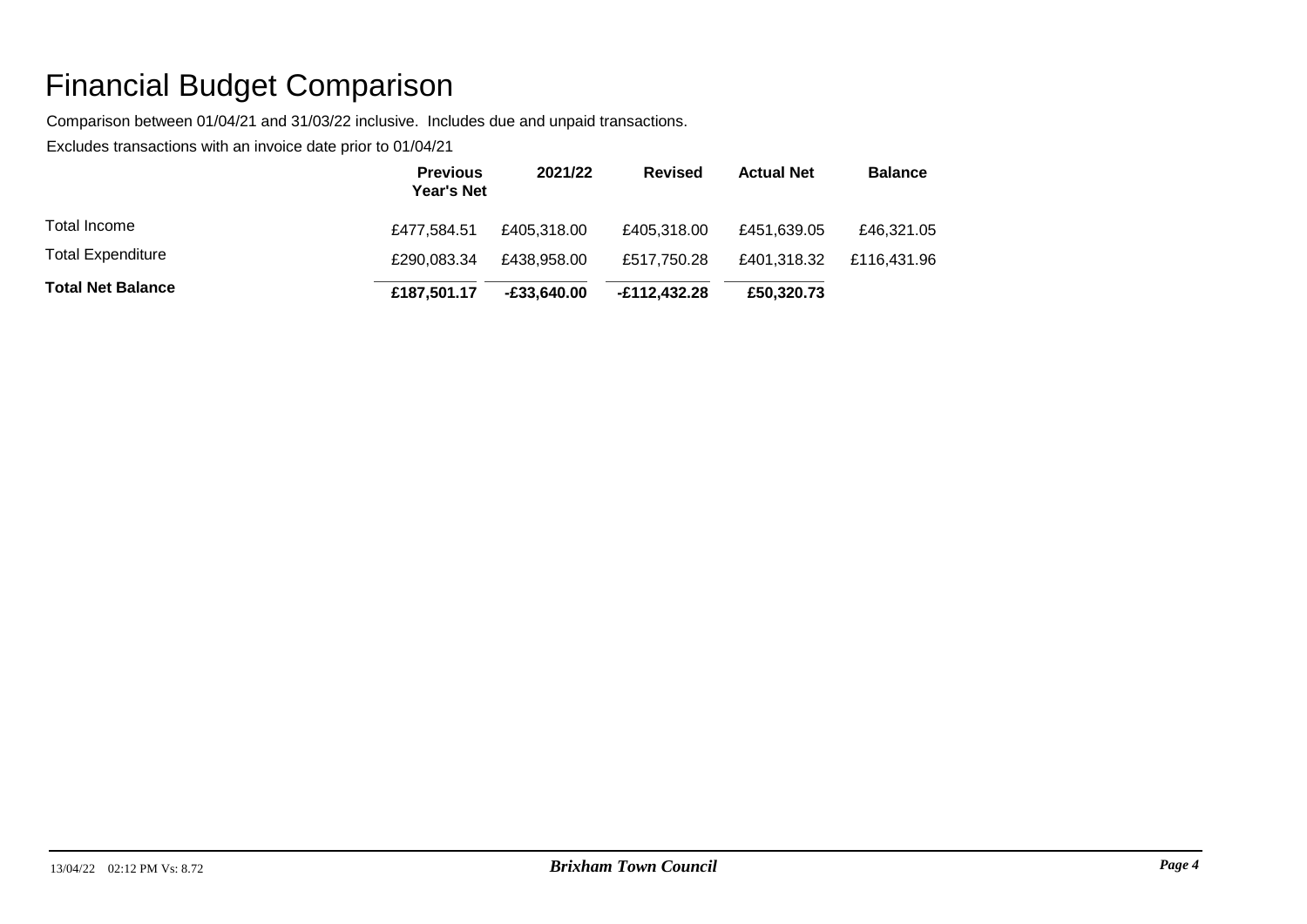# Financial Budget Comparison

Comparison between 01/04/21 and 31/03/22 inclusive. Includes due and unpaid transactions.

Excludes transactions with an invoice date prior to 01/04/21

| | Previous Year's Net | 2021/22 | Revised | Actual Net | Balance |
|---|---|---|---|---|---|
| Total Income | £477,584.51 | £405,318.00 | £405,318.00 | £451,639.05 | £46,321.05 |
| Total Expenditure | £290,083.34 | £438,958.00 | £517,750.28 | £401,318.32 | £116,431.96 |
| **Total Net Balance** | **£187,501.17** | **-£33,640.00** | **-£112,432.28** | **£50,320.73** | |